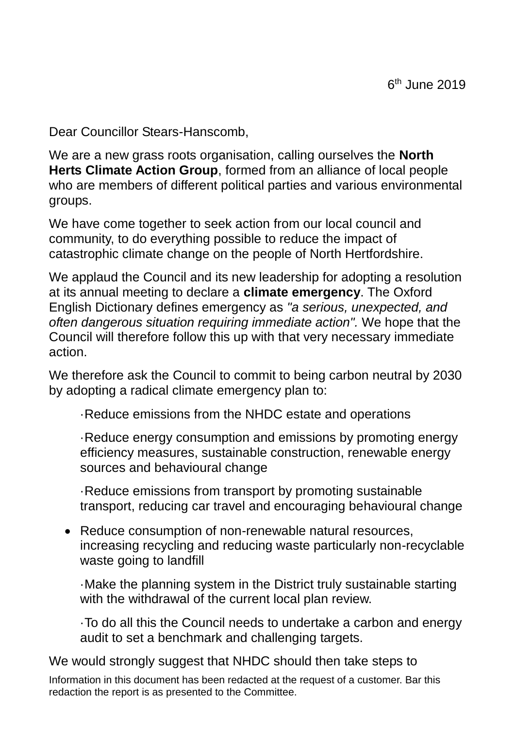6th June 2019

Dear Councillor Stears-Hanscomb,

We are a new grass roots organisation, calling ourselves the **North Herts Climate Action Group**, formed from an alliance of local people who are members of different political parties and various environmental groups.

We have come together to seek action from our local council and community, to do everything possible to reduce the impact of catastrophic climate change on the people of North Hertfordshire.

We applaud the Council and its new leadership for adopting a resolution at its annual meeting to declare a **climate emergency**. The Oxford English Dictionary defines emergency as *"a serious, unexpected, and often dangerous situation requiring immediate action".* We hope that the Council will therefore follow this up with that very necessary immediate action.

We therefore ask the Council to commit to being carbon neutral by 2030 by adopting a radical climate emergency plan to:

- Reduce emissions from the NHDC estate and operations
- Reduce energy consumption and emissions by promoting energy efficiency measures, sustainable construction, renewable energy sources and behavioural change
- Reduce emissions from transport by promoting sustainable transport, reducing car travel and encouraging behavioural change
- Reduce consumption of non-renewable natural resources, increasing recycling and reducing waste particularly non-recyclable waste going to landfill
- Make the planning system in the District truly sustainable starting with the withdrawal of the current local plan review.
- To do all this the Council needs to undertake a carbon and energy audit to set a benchmark and challenging targets.

We would strongly suggest that NHDC should then take steps to

Information in this document has been redacted at the request of a customer. Bar this redaction the report is as presented to the Committee.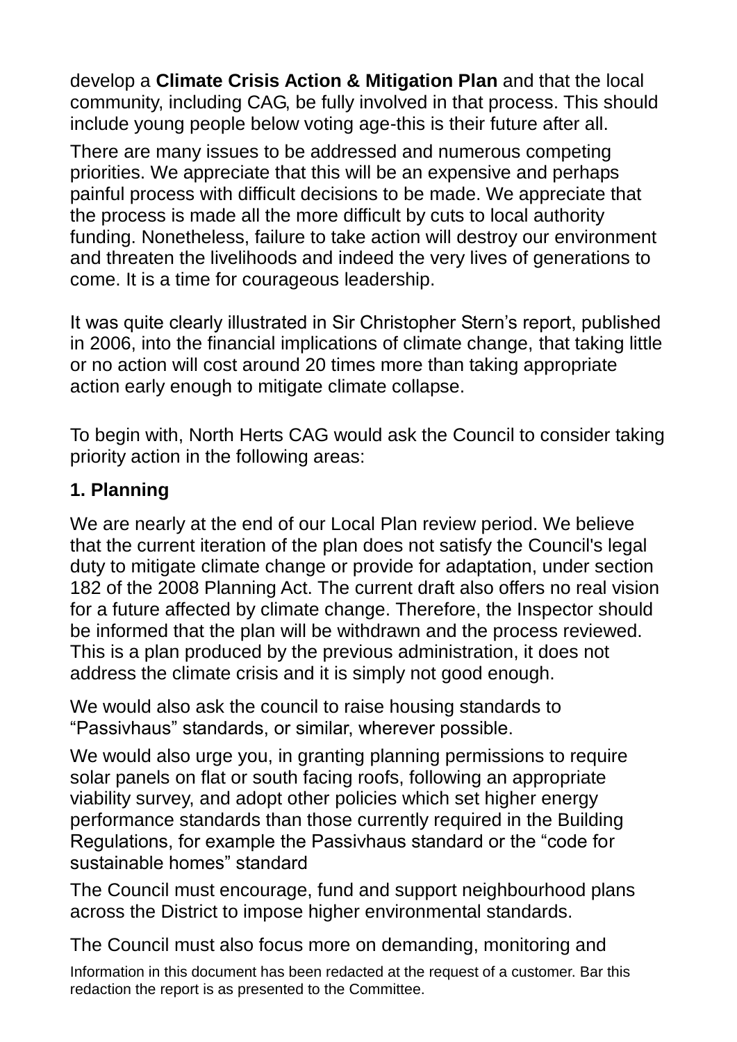develop a **Climate Crisis Action & Mitigation Plan** and that the local community, including CAG, be fully involved in that process. This should include young people below voting age-this is their future after all.

There are many issues to be addressed and numerous competing priorities. We appreciate that this will be an expensive and perhaps painful process with difficult decisions to be made. We appreciate that the process is made all the more difficult by cuts to local authority funding. Nonetheless, failure to take action will destroy our environment and threaten the livelihoods and indeed the very lives of generations to come. It is a time for courageous leadership.

It was quite clearly illustrated in Sir Christopher Stern's report, published in 2006, into the financial implications of climate change, that taking little or no action will cost around 20 times more than taking appropriate action early enough to mitigate climate collapse.

To begin with, North Herts CAG would ask the Council to consider taking priority action in the following areas:

### 1. Planning

We are nearly at the end of our Local Plan review period. We believe that the current iteration of the plan does not satisfy the Council's legal duty to mitigate climate change or provide for adaptation, under section 182 of the 2008 Planning Act. The current draft also offers no real vision for a future affected by climate change. Therefore, the Inspector should be informed that the plan will be withdrawn and the process reviewed. This is a plan produced by the previous administration, it does not address the climate crisis and it is simply not good enough.

We would also ask the council to raise housing standards to "Passivhaus" standards, or similar, wherever possible.

We would also urge you, in granting planning permissions to require solar panels on flat or south facing roofs, following an appropriate viability survey, and adopt other policies which set higher energy performance standards than those currently required in the Building Regulations, for example the Passivhaus standard or the "code for sustainable homes" standard

The Council must encourage, fund and support neighbourhood plans across the District to impose higher environmental standards.

The Council must also focus more on demanding, monitoring and

Information in this document has been redacted at the request of a customer. Bar this redaction the report is as presented to the Committee.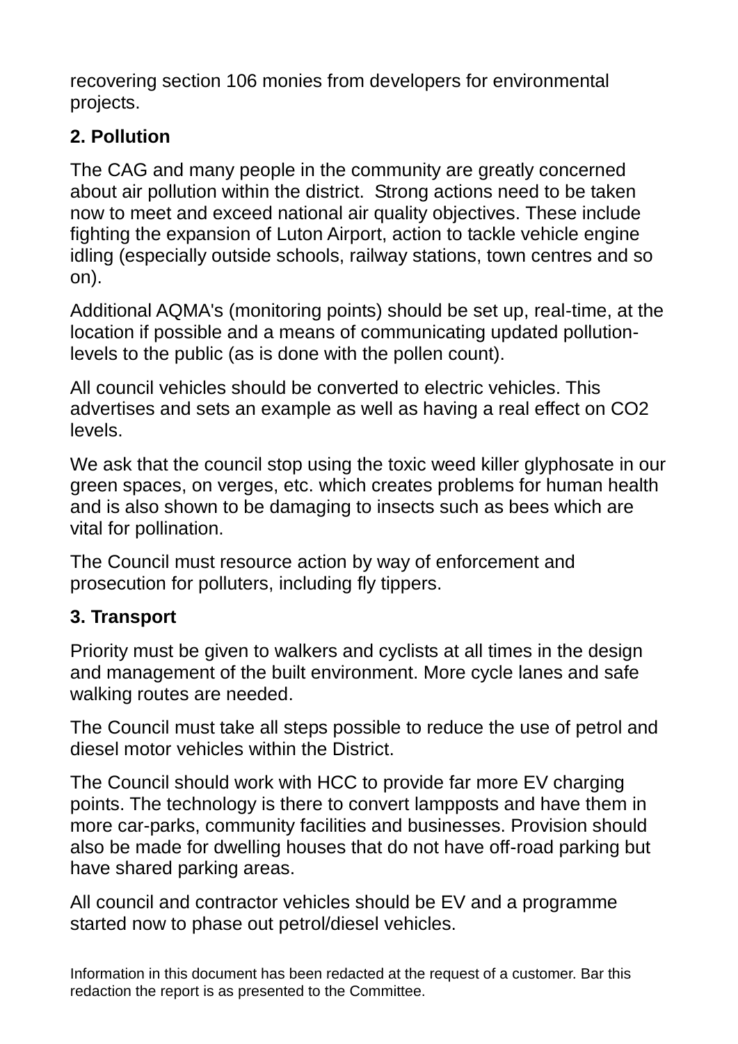recovering section 106 monies from developers for environmental projects.

**2. Pollution**

The CAG and many people in the community are greatly concerned about air pollution within the district. Strong actions need to be taken now to meet and exceed national air quality objectives. These include fighting the expansion of Luton Airport, action to tackle vehicle engine idling (especially outside schools, railway stations, town centres and so on).

Additional AQMA's (monitoring points) should be set up, real-time, at the location if possible and a means of communicating updated pollution-levels to the public (as is done with the pollen count).

All council vehicles should be converted to electric vehicles. This advertises and sets an example as well as having a real effect on $CO_2$ levels.

We ask that the council stop using the toxic weed killer glyphosate in our green spaces, on verges, etc. which creates problems for human health and is also shown to be damaging to insects such as bees which are vital for pollination.

The Council must resource action by way of enforcement and prosecution for polluters, including fly tippers.

**3. Transport**

Priority must be given to walkers and cyclists at all times in the design and management of the built environment. More cycle lanes and safe walking routes are needed.

The Council must take all steps possible to reduce the use of petrol and diesel motor vehicles within the District.

The Council should work with HCC to provide far more EV charging points. The technology is there to convert lampposts and have them in more car-parks, community facilities and businesses. Provision should also be made for dwelling houses that do not have off-road parking but have shared parking areas.

All council and contractor vehicles should be EV and a programme started now to phase out petrol/diesel vehicles.

Information in this document has been redacted at the request of a customer. Bar this redaction the report is as presented to the Committee.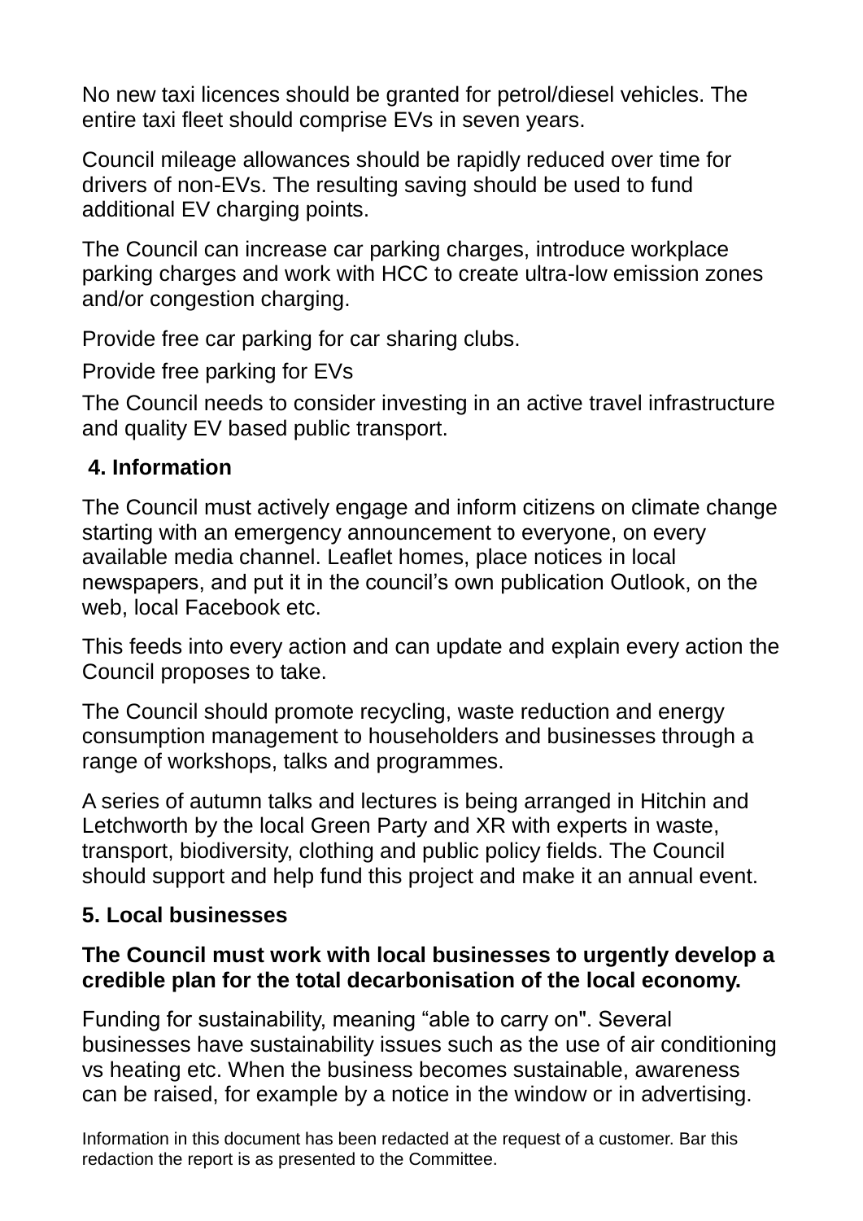No new taxi licences should be granted for petrol/diesel vehicles. The entire taxi fleet should comprise EVs in seven years.

Council mileage allowances should be rapidly reduced over time for drivers of non-EVs. The resulting saving should be used to fund additional EV charging points.

The Council can increase car parking charges, introduce workplace parking charges and work with HCC to create ultra-low emission zones and/or congestion charging.

Provide free car parking for car sharing clubs.

Provide free parking for EVs

The Council needs to consider investing in an active travel infrastructure and quality EV based public transport.

### 4. Information

The Council must actively engage and inform citizens on climate change starting with an emergency announcement to everyone, on every available media channel. Leaflet homes, place notices in local newspapers, and put it in the council's own publication Outlook, on the web, local Facebook etc.

This feeds into every action and can update and explain every action the Council proposes to take.

The Council should promote recycling, waste reduction and energy consumption management to householders and businesses through a range of workshops, talks and programmes.

A series of autumn talks and lectures is being arranged in Hitchin and Letchworth by the local Green Party and XR with experts in waste, transport, biodiversity, clothing and public policy fields. The Council should support and help fund this project and make it an annual event.

### 5. Local businesses

**The Council must work with local businesses to urgently develop a credible plan for the total decarbonisation of the local economy.**

Funding for sustainability, meaning "able to carry on". Several businesses have sustainability issues such as the use of air conditioning vs heating etc. When the business becomes sustainable, awareness can be raised, for example by a notice in the window or in advertising.

Information in this document has been redacted at the request of a customer. Bar this redaction the report is as presented to the Committee.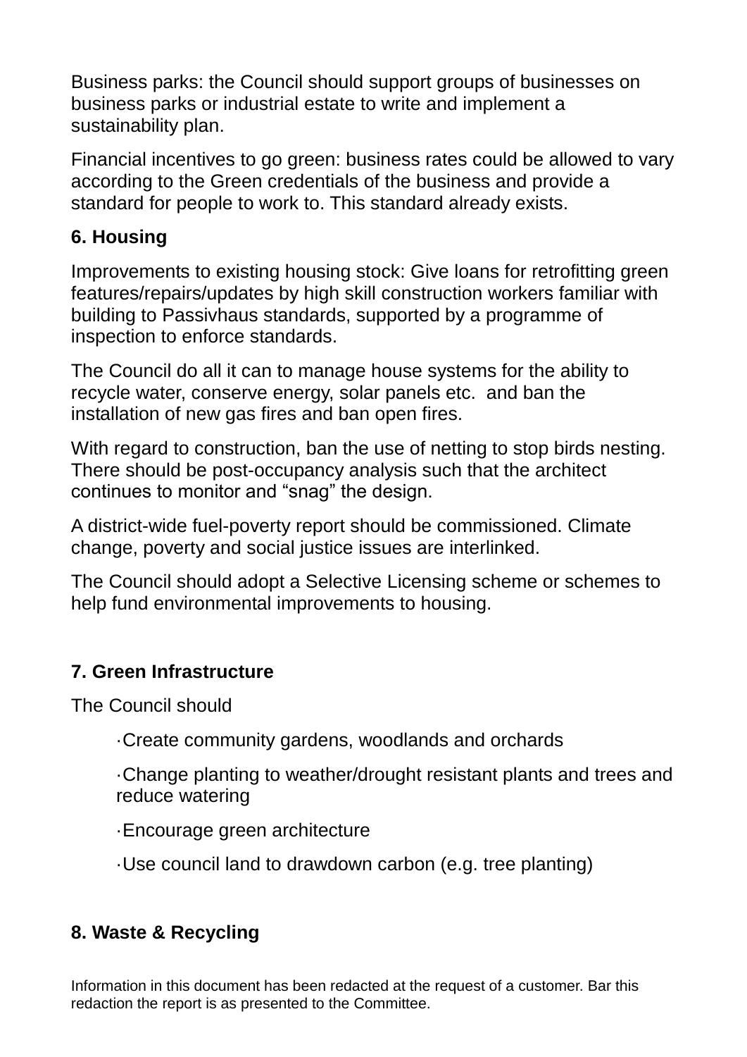Business parks: the Council should support groups of businesses on business parks or industrial estate to write and implement a sustainability plan.

Financial incentives to go green: business rates could be allowed to vary according to the Green credentials of the business and provide a standard for people to work to. This standard already exists.

### 6. Housing

Improvements to existing housing stock: Give loans for retrofitting green features/repairs/updates by high skill construction workers familiar with building to Passivhaus standards, supported by a programme of inspection to enforce standards.

The Council do all it can to manage house systems for the ability to recycle water, conserve energy, solar panels etc. and ban the installation of new gas fires and ban open fires.

With regard to construction, ban the use of netting to stop birds nesting. There should be post-occupancy analysis such that the architect continues to monitor and "snag" the design.

A district-wide fuel-poverty report should be commissioned. Climate change, poverty and social justice issues are interlinked.

The Council should adopt a Selective Licensing scheme or schemes to help fund environmental improvements to housing.

### 7. Green Infrastructure

The Council should

- Create community gardens, woodlands and orchards
- Change planting to weather/drought resistant plants and trees and reduce watering
- Encourage green architecture
- Use council land to drawdown carbon (e.g. tree planting)

### 8. Waste & Recycling

Information in this document has been redacted at the request of a customer. Bar this redaction the report is as presented to the Committee.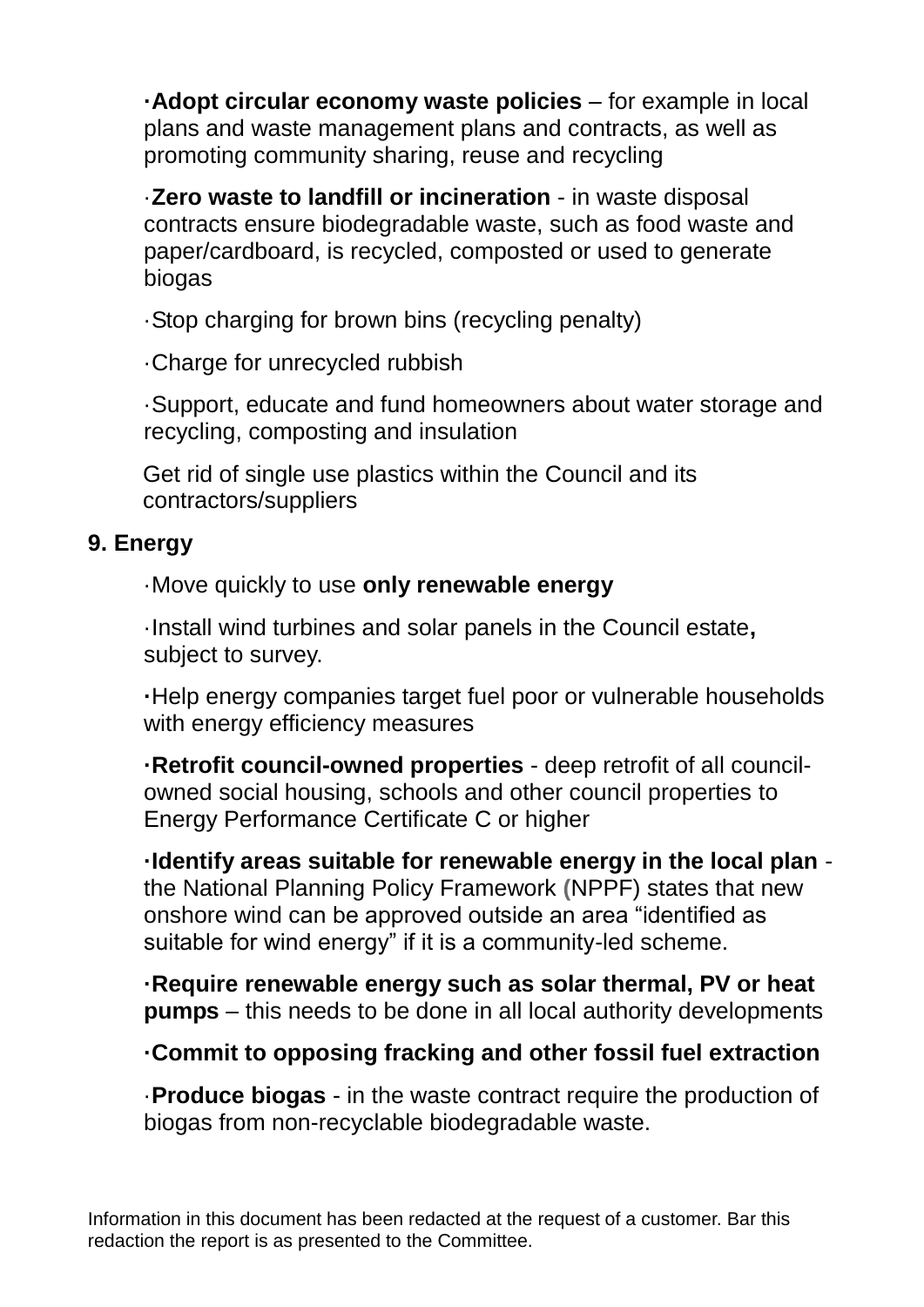- **Adopt circular economy waste policies** – for example in local plans and waste management plans and contracts, as well as promoting community sharing, reuse and recycling
- **Zero waste to landfill or incineration** - in waste disposal contracts ensure biodegradable waste, such as food waste and paper/cardboard, is recycled, composted or used to generate biogas
- Stop charging for brown bins (recycling penalty)
- Charge for unrecycled rubbish
- Support, educate and fund homeowners about water storage and recycling, composting and insulation
- Get rid of single use plastics within the Council and its contractors/suppliers

**9. Energy**

- Move quickly to use **only renewable energy**
- Install wind turbines and solar panels in the Council estate**,** subject to survey.
- Help energy companies target fuel poor or vulnerable households with energy efficiency measures
- **Retrofit council-owned properties** - deep retrofit of all council-owned social housing, schools and other council properties to Energy Performance Certificate C or higher
- **Identify areas suitable for renewable energy in the local plan** - the National Planning Policy Framework (NPPF) states that new onshore wind can be approved outside an area "identified as suitable for wind energy" if it is a community-led scheme.
- **Require renewable energy such as solar thermal, PV or heat pumps** – this needs to be done in all local authority developments
- **Commit to opposing fracking and other fossil fuel extraction**
- **Produce biogas** - in the waste contract require the production of biogas from non-recyclable biodegradable waste.

Information in this document has been redacted at the request of a customer. Bar this redaction the report is as presented to the Committee.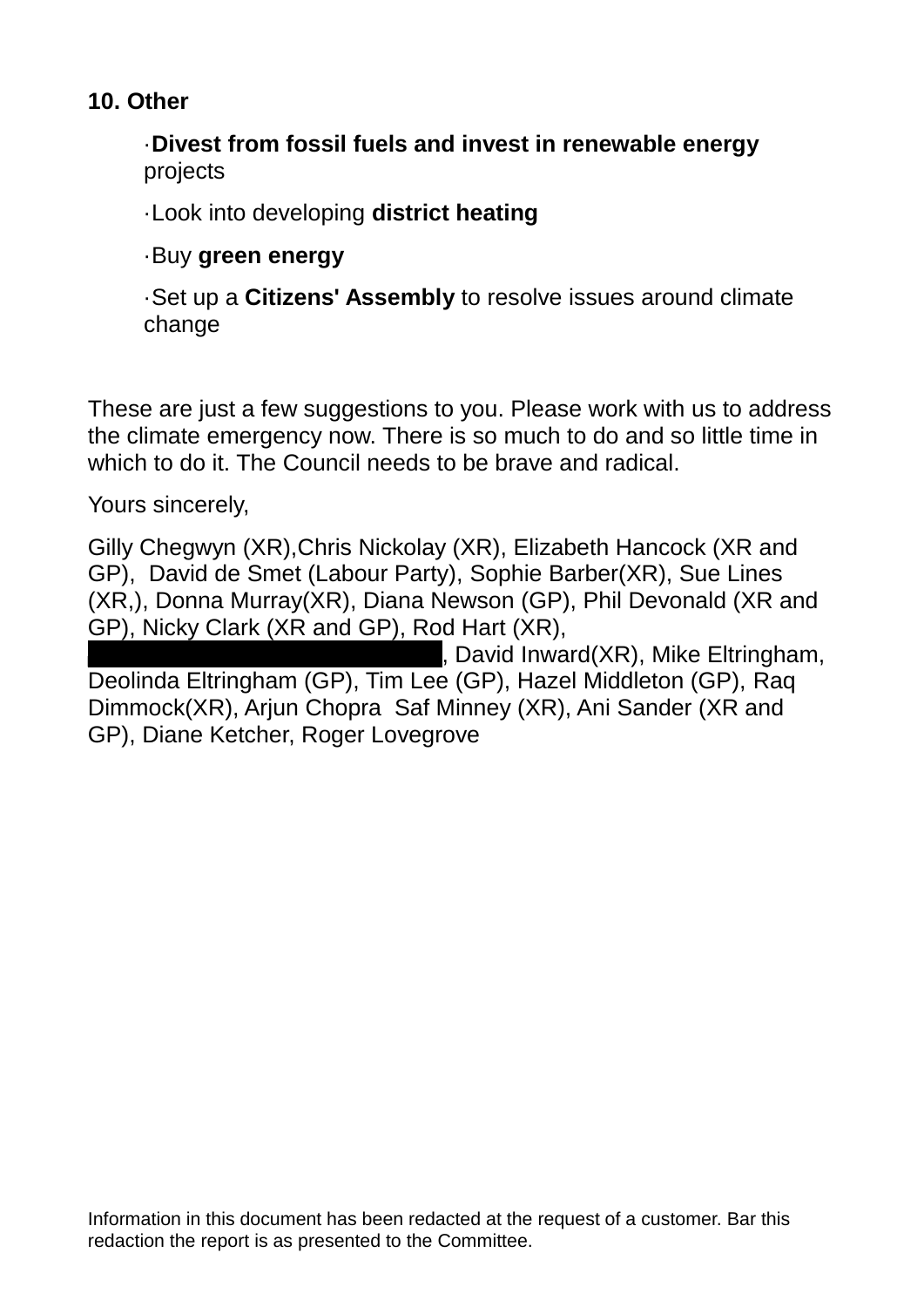**10. Other**

- ·**Divest from fossil fuels and invest in renewable energy** projects
- ·Look into developing **district heating**
- ·Buy **green energy**
- ·Set up a **Citizens' Assembly** to resolve issues around climate change

These are just a few suggestions to you. Please work with us to address the climate emergency now. There is so much to do and so little time in which to do it. The Council needs to be brave and radical.

Yours sincerely,

Gilly Chegwyn (XR),Chris Nickolay (XR), Elizabeth Hancock (XR and GP), David de Smet (Labour Party), Sophie Barber(XR), Sue Lines (XR,), Donna Murray(XR), Diana Newson (GP), Phil Devonald (XR and GP), Nicky Clark (XR and GP), Rod Hart (XR), ██████████████████, David Inward(XR), Mike Eltringham, Deolinda Eltringham (GP), Tim Lee (GP), Hazel Middleton (GP), Raq Dimmock(XR), Arjun Chopra Saf Minney (XR), Ani Sander (XR and GP), Diane Ketcher, Roger Lovegrove

Information in this document has been redacted at the request of a customer. Bar this redaction the report is as presented to the Committee.